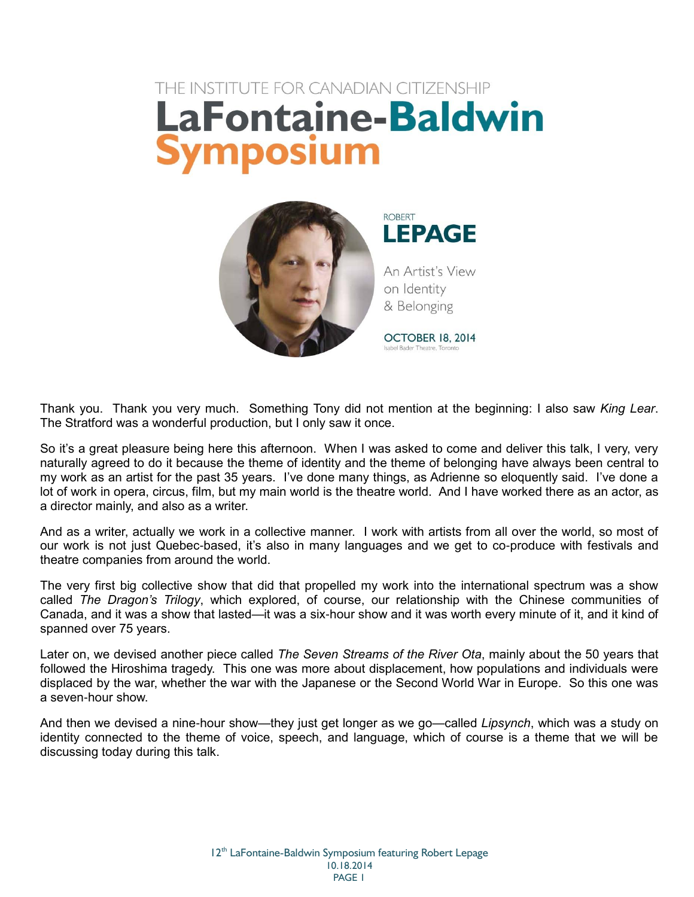THE INSTITUTE FOR CANADIAN CITIZENSHIP

# LaFontaine-Baldwin Symposium

## ROBERT LEPAGE

An Artist's View on Identity & Belonging

**OCTOBER 18, 2014**
Isabel Bader Theatre, Toronto

Thank you. Thank you very much. Something Tony did not mention at the beginning: I also saw *King Lear*. The Stratford was a wonderful production, but I only saw it once.

So it's a great pleasure being here this afternoon. When I was asked to come and deliver this talk, I very, very naturally agreed to do it because the theme of identity and the theme of belonging have always been central to my work as an artist for the past 35 years. I've done many things, as Adrienne so eloquently said. I've done a lot of work in opera, circus, film, but my main world is the theatre world. And I have worked there as an actor, as a director mainly, and also as a writer.

And as a writer, actually we work in a collective manner. I work with artists from all over the world, so most of our work is not just Quebec-based, it's also in many languages and we get to co-produce with festivals and theatre companies from around the world.

The very first big collective show that did that propelled my work into the international spectrum was a show called *The Dragon's Trilogy*, which explored, of course, our relationship with the Chinese communities of Canada, and it was a show that lasted—it was a six-hour show and it was worth every minute of it, and it kind of spanned over 75 years.

Later on, we devised another piece called *The Seven Streams of the River Ota*, mainly about the 50 years that followed the Hiroshima tragedy. This one was more about displacement, how populations and individuals were displaced by the war, whether the war with the Japanese or the Second World War in Europe. So this one was a seven-hour show.

And then we devised a nine-hour show—they just get longer as we go—called *Lipsynch*, which was a study on identity connected to the theme of voice, speech, and language, which of course is a theme that we will be discussing today during this talk.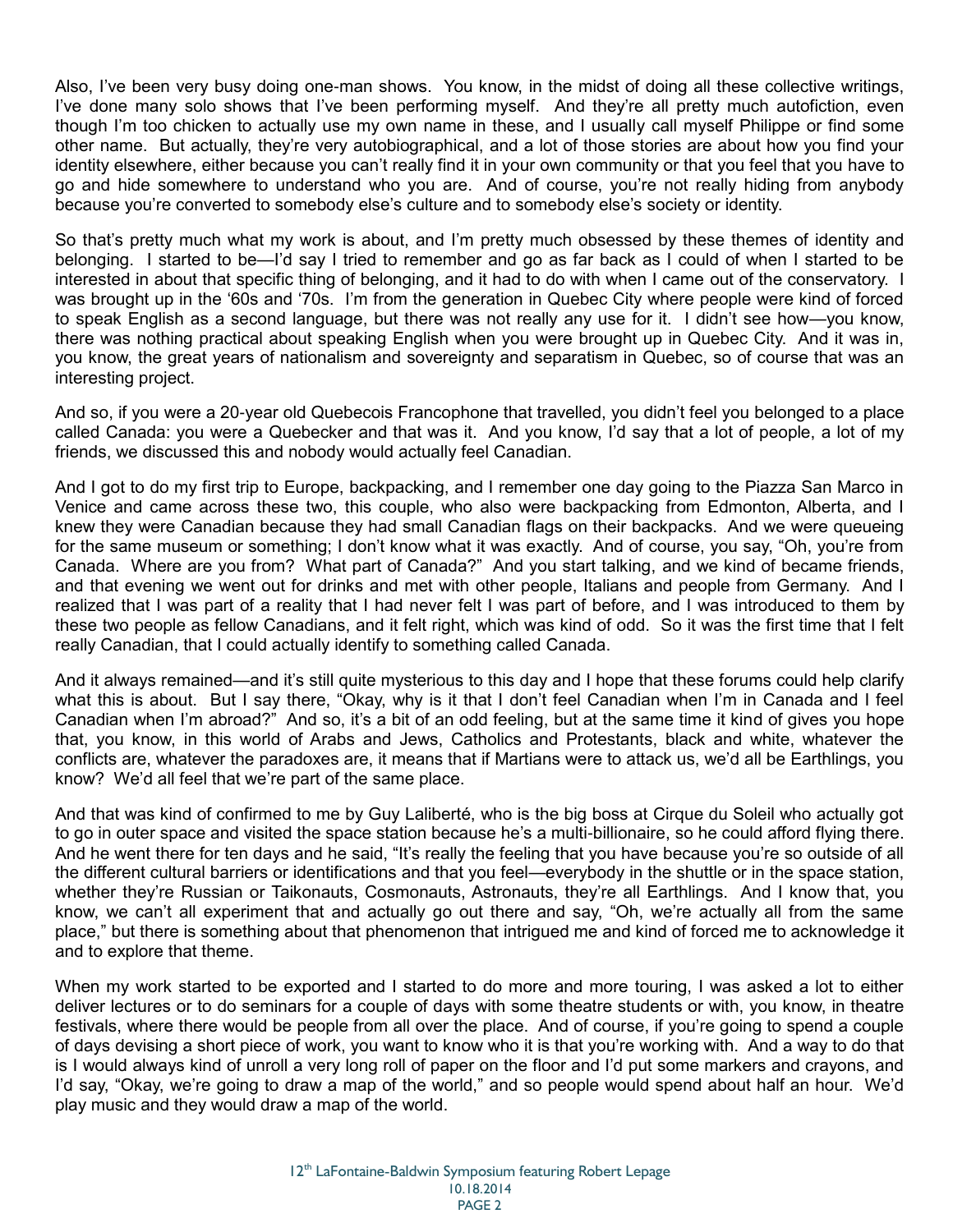Also, I've been very busy doing one-man shows. You know, in the midst of doing all these collective writings, I've done many solo shows that I've been performing myself. And they're all pretty much autofiction, even though I'm too chicken to actually use my own name in these, and I usually call myself Philippe or find some other name. But actually, they're very autobiographical, and a lot of those stories are about how you find your identity elsewhere, either because you can't really find it in your own community or that you feel that you have to go and hide somewhere to understand who you are. And of course, you're not really hiding from anybody because you're converted to somebody else's culture and to somebody else's society or identity.

So that's pretty much what my work is about, and I'm pretty much obsessed by these themes of identity and belonging. I started to be—I'd say I tried to remember and go as far back as I could of when I started to be interested in about that specific thing of belonging, and it had to do with when I came out of the conservatory. I was brought up in the '60s and '70s. I'm from the generation in Quebec City where people were kind of forced to speak English as a second language, but there was not really any use for it. I didn't see how—you know, there was nothing practical about speaking English when you were brought up in Quebec City. And it was in, you know, the great years of nationalism and sovereignty and separatism in Quebec, so of course that was an interesting project.

And so, if you were a 20-year old Quebecois Francophone that travelled, you didn't feel you belonged to a place called Canada: you were a Quebecker and that was it. And you know, I'd say that a lot of people, a lot of my friends, we discussed this and nobody would actually feel Canadian.

And I got to do my first trip to Europe, backpacking, and I remember one day going to the Piazza San Marco in Venice and came across these two, this couple, who also were backpacking from Edmonton, Alberta, and I knew they were Canadian because they had small Canadian flags on their backpacks. And we were queueing for the same museum or something; I don't know what it was exactly. And of course, you say, "Oh, you're from Canada. Where are you from? What part of Canada?" And you start talking, and we kind of became friends, and that evening we went out for drinks and met with other people, Italians and people from Germany. And I realized that I was part of a reality that I had never felt I was part of before, and I was introduced to them by these two people as fellow Canadians, and it felt right, which was kind of odd. So it was the first time that I felt really Canadian, that I could actually identify to something called Canada.

And it always remained—and it's still quite mysterious to this day and I hope that these forums could help clarify what this is about. But I say there, "Okay, why is it that I don't feel Canadian when I'm in Canada and I feel Canadian when I'm abroad?" And so, it's a bit of an odd feeling, but at the same time it kind of gives you hope that, you know, in this world of Arabs and Jews, Catholics and Protestants, black and white, whatever the conflicts are, whatever the paradoxes are, it means that if Martians were to attack us, we'd all be Earthlings, you know? We'd all feel that we're part of the same place.

And that was kind of confirmed to me by Guy Laliberté, who is the big boss at Cirque du Soleil who actually got to go in outer space and visited the space station because he's a multi-billionaire, so he could afford flying there. And he went there for ten days and he said, "It's really the feeling that you have because you're so outside of all the different cultural barriers or identifications and that you feel—everybody in the shuttle or in the space station, whether they're Russian or Taikonauts, Cosmonauts, Astronauts, they're all Earthlings. And I know that, you know, we can't all experiment that and actually go out there and say, "Oh, we're actually all from the same place," but there is something about that phenomenon that intrigued me and kind of forced me to acknowledge it and to explore that theme.

When my work started to be exported and I started to do more and more touring, I was asked a lot to either deliver lectures or to do seminars for a couple of days with some theatre students or with, you know, in theatre festivals, where there would be people from all over the place. And of course, if you're going to spend a couple of days devising a short piece of work, you want to know who it is that you're working with. And a way to do that is I would always kind of unroll a very long roll of paper on the floor and I'd put some markers and crayons, and I'd say, "Okay, we're going to draw a map of the world," and so people would spend about half an hour. We'd play music and they would draw a map of the world.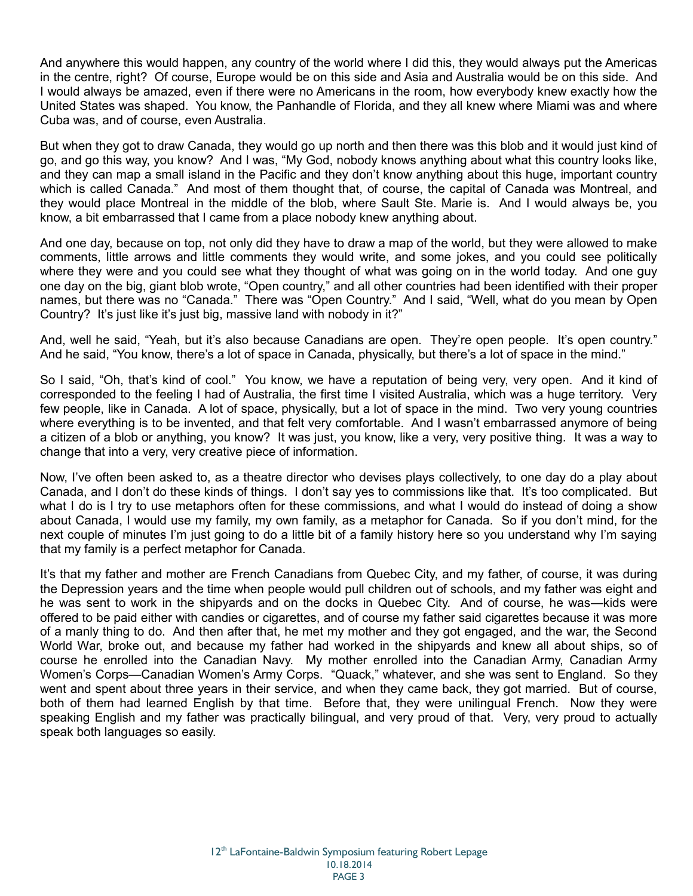And anywhere this would happen, any country of the world where I did this, they would always put the Americas in the centre, right? Of course, Europe would be on this side and Asia and Australia would be on this side. And I would always be amazed, even if there were no Americans in the room, how everybody knew exactly how the United States was shaped. You know, the Panhandle of Florida, and they all knew where Miami was and where Cuba was, and of course, even Australia.

But when they got to draw Canada, they would go up north and then there was this blob and it would just kind of go, and go this way, you know? And I was, "My God, nobody knows anything about what this country looks like, and they can map a small island in the Pacific and they don't know anything about this huge, important country which is called Canada." And most of them thought that, of course, the capital of Canada was Montreal, and they would place Montreal in the middle of the blob, where Sault Ste. Marie is. And I would always be, you know, a bit embarrassed that I came from a place nobody knew anything about.

And one day, because on top, not only did they have to draw a map of the world, but they were allowed to make comments, little arrows and little comments they would write, and some jokes, and you could see politically where they were and you could see what they thought of what was going on in the world today. And one guy one day on the big, giant blob wrote, "Open country," and all other countries had been identified with their proper names, but there was no "Canada." There was "Open Country." And I said, "Well, what do you mean by Open Country? It's just like it's just big, massive land with nobody in it?"

And, well he said, "Yeah, but it's also because Canadians are open. They're open people. It's open country." And he said, "You know, there's a lot of space in Canada, physically, but there's a lot of space in the mind."

So I said, "Oh, that's kind of cool." You know, we have a reputation of being very, very open. And it kind of corresponded to the feeling I had of Australia, the first time I visited Australia, which was a huge territory. Very few people, like in Canada. A lot of space, physically, but a lot of space in the mind. Two very young countries where everything is to be invented, and that felt very comfortable. And I wasn't embarrassed anymore of being a citizen of a blob or anything, you know? It was just, you know, like a very, very positive thing. It was a way to change that into a very, very creative piece of information.

Now, I've often been asked to, as a theatre director who devises plays collectively, to one day do a play about Canada, and I don't do these kinds of things. I don't say yes to commissions like that. It's too complicated. But what I do is I try to use metaphors often for these commissions, and what I would do instead of doing a show about Canada, I would use my family, my own family, as a metaphor for Canada. So if you don't mind, for the next couple of minutes I'm just going to do a little bit of a family history here so you understand why I'm saying that my family is a perfect metaphor for Canada.

It's that my father and mother are French Canadians from Quebec City, and my father, of course, it was during the Depression years and the time when people would pull children out of schools, and my father was eight and he was sent to work in the shipyards and on the docks in Quebec City. And of course, he was—kids were offered to be paid either with candies or cigarettes, and of course my father said cigarettes because it was more of a manly thing to do. And then after that, he met my mother and they got engaged, and the war, the Second World War, broke out, and because my father had worked in the shipyards and knew all about ships, so of course he enrolled into the Canadian Navy. My mother enrolled into the Canadian Army, Canadian Army Women's Corps—Canadian Women's Army Corps. "Quack," whatever, and she was sent to England. So they went and spent about three years in their service, and when they came back, they got married. But of course, both of them had learned English by that time. Before that, they were unilingual French. Now they were speaking English and my father was practically bilingual, and very proud of that. Very, very proud to actually speak both languages so easily.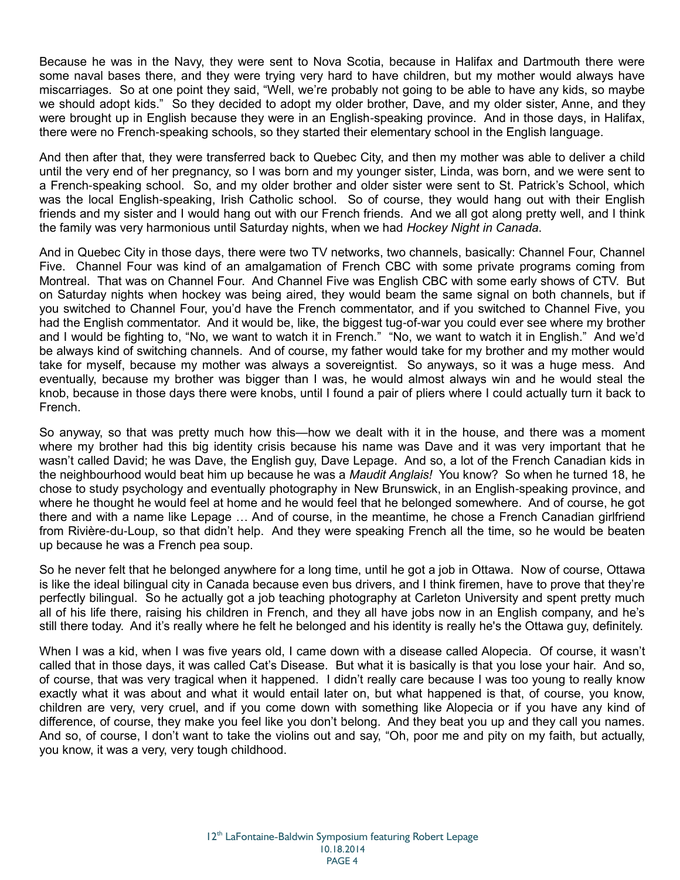Because he was in the Navy, they were sent to Nova Scotia, because in Halifax and Dartmouth there were some naval bases there, and they were trying very hard to have children, but my mother would always have miscarriages. So at one point they said, "Well, we're probably not going to be able to have any kids, so maybe we should adopt kids." So they decided to adopt my older brother, Dave, and my older sister, Anne, and they were brought up in English because they were in an English-speaking province. And in those days, in Halifax, there were no French-speaking schools, so they started their elementary school in the English language.

And then after that, they were transferred back to Quebec City, and then my mother was able to deliver a child until the very end of her pregnancy, so I was born and my younger sister, Linda, was born, and we were sent to a French-speaking school. So, and my older brother and older sister were sent to St. Patrick's School, which was the local English-speaking, Irish Catholic school. So of course, they would hang out with their English friends and my sister and I would hang out with our French friends. And we all got along pretty well, and I think the family was very harmonious until Saturday nights, when we had *Hockey Night in Canada*.

And in Quebec City in those days, there were two TV networks, two channels, basically: Channel Four, Channel Five. Channel Four was kind of an amalgamation of French CBC with some private programs coming from Montreal. That was on Channel Four. And Channel Five was English CBC with some early shows of CTV. But on Saturday nights when hockey was being aired, they would beam the same signal on both channels, but if you switched to Channel Four, you'd have the French commentator, and if you switched to Channel Five, you had the English commentator. And it would be, like, the biggest tug-of-war you could ever see where my brother and I would be fighting to, "No, we want to watch it in French." "No, we want to watch it in English." And we'd be always kind of switching channels. And of course, my father would take for my brother and my mother would take for myself, because my mother was always a sovereigntist. So anyways, so it was a huge mess. And eventually, because my brother was bigger than I was, he would almost always win and he would steal the knob, because in those days there were knobs, until I found a pair of pliers where I could actually turn it back to French.

So anyway, so that was pretty much how this—how we dealt with it in the house, and there was a moment where my brother had this big identity crisis because his name was Dave and it was very important that he wasn't called David; he was Dave, the English guy, Dave Lepage. And so, a lot of the French Canadian kids in the neighbourhood would beat him up because he was a *Maudit Anglais!* You know? So when he turned 18, he chose to study psychology and eventually photography in New Brunswick, in an English-speaking province, and where he thought he would feel at home and he would feel that he belonged somewhere. And of course, he got there and with a name like Lepage … And of course, in the meantime, he chose a French Canadian girlfriend from Rivière-du-Loup, so that didn't help. And they were speaking French all the time, so he would be beaten up because he was a French pea soup.

So he never felt that he belonged anywhere for a long time, until he got a job in Ottawa. Now of course, Ottawa is like the ideal bilingual city in Canada because even bus drivers, and I think firemen, have to prove that they're perfectly bilingual. So he actually got a job teaching photography at Carleton University and spent pretty much all of his life there, raising his children in French, and they all have jobs now in an English company, and he's still there today. And it's really where he felt he belonged and his identity is really he's the Ottawa guy, definitely.

When I was a kid, when I was five years old, I came down with a disease called Alopecia. Of course, it wasn't called that in those days, it was called Cat's Disease. But what it is basically is that you lose your hair. And so, of course, that was very tragical when it happened. I didn't really care because I was too young to really know exactly what it was about and what it would entail later on, but what happened is that, of course, you know, children are very, very cruel, and if you come down with something like Alopecia or if you have any kind of difference, of course, they make you feel like you don't belong. And they beat you up and they call you names. And so, of course, I don't want to take the violins out and say, "Oh, poor me and pity on my faith, but actually, you know, it was a very, very tough childhood.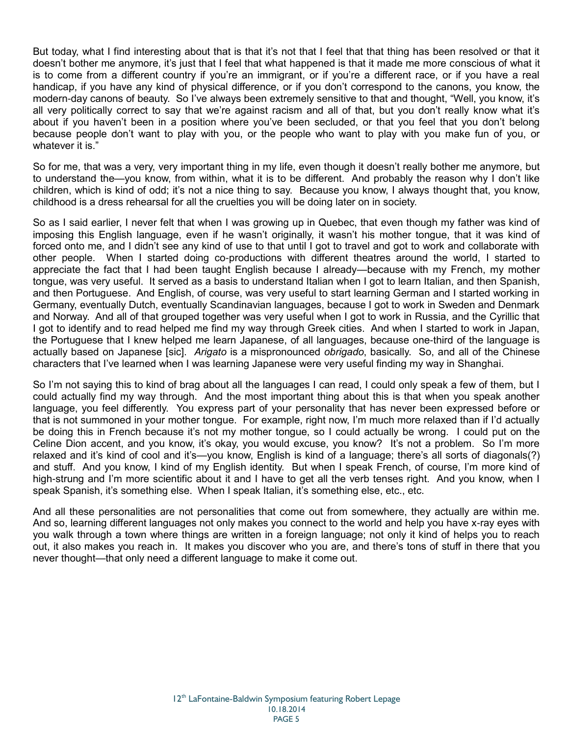But today, what I find interesting about that is that it's not that I feel that that thing has been resolved or that it doesn't bother me anymore, it's just that I feel that what happened is that it made me more conscious of what it is to come from a different country if you're an immigrant, or if you're a different race, or if you have a real handicap, if you have any kind of physical difference, or if you don't correspond to the canons, you know, the modern-day canons of beauty. So I've always been extremely sensitive to that and thought, "Well, you know, it's all very politically correct to say that we're against racism and all of that, but you don't really know what it's about if you haven't been in a position where you've been secluded, or that you feel that you don't belong because people don't want to play with you, or the people who want to play with you make fun of you, or whatever it is."

So for me, that was a very, very important thing in my life, even though it doesn't really bother me anymore, but to understand the—you know, from within, what it is to be different. And probably the reason why I don't like children, which is kind of odd; it's not a nice thing to say. Because you know, I always thought that, you know, childhood is a dress rehearsal for all the cruelties you will be doing later on in society.

So as I said earlier, I never felt that when I was growing up in Quebec, that even though my father was kind of imposing this English language, even if he wasn't originally, it wasn't his mother tongue, that it was kind of forced onto me, and I didn't see any kind of use to that until I got to travel and got to work and collaborate with other people. When I started doing co-productions with different theatres around the world, I started to appreciate the fact that I had been taught English because I already—because with my French, my mother tongue, was very useful. It served as a basis to understand Italian when I got to learn Italian, and then Spanish, and then Portuguese. And English, of course, was very useful to start learning German and I started working in Germany, eventually Dutch, eventually Scandinavian languages, because I got to work in Sweden and Denmark and Norway. And all of that grouped together was very useful when I got to work in Russia, and the Cyrillic that I got to identify and to read helped me find my way through Greek cities. And when I started to work in Japan, the Portuguese that I knew helped me learn Japanese, of all languages, because one-third of the language is actually based on Japanese [sic]. *Arigato* is a mispronounced *obrigado*, basically. So, and all of the Chinese characters that I've learned when I was learning Japanese were very useful finding my way in Shanghai.

So I'm not saying this to kind of brag about all the languages I can read, I could only speak a few of them, but I could actually find my way through. And the most important thing about this is that when you speak another language, you feel differently. You express part of your personality that has never been expressed before or that is not summoned in your mother tongue. For example, right now, I'm much more relaxed than if I'd actually be doing this in French because it's not my mother tongue, so I could actually be wrong. I could put on the Celine Dion accent, and you know, it's okay, you would excuse, you know? It's not a problem. So I'm more relaxed and it's kind of cool and it's—you know, English is kind of a language; there's all sorts of diagonals(?) and stuff. And you know, I kind of my English identity. But when I speak French, of course, I'm more kind of high-strung and I'm more scientific about it and I have to get all the verb tenses right. And you know, when I speak Spanish, it's something else. When I speak Italian, it's something else, etc., etc.

And all these personalities are not personalities that come out from somewhere, they actually are within me. And so, learning different languages not only makes you connect to the world and help you have x-ray eyes with you walk through a town where things are written in a foreign language; not only it kind of helps you to reach out, it also makes you reach in. It makes you discover who you are, and there's tons of stuff in there that you never thought—that only need a different language to make it come out.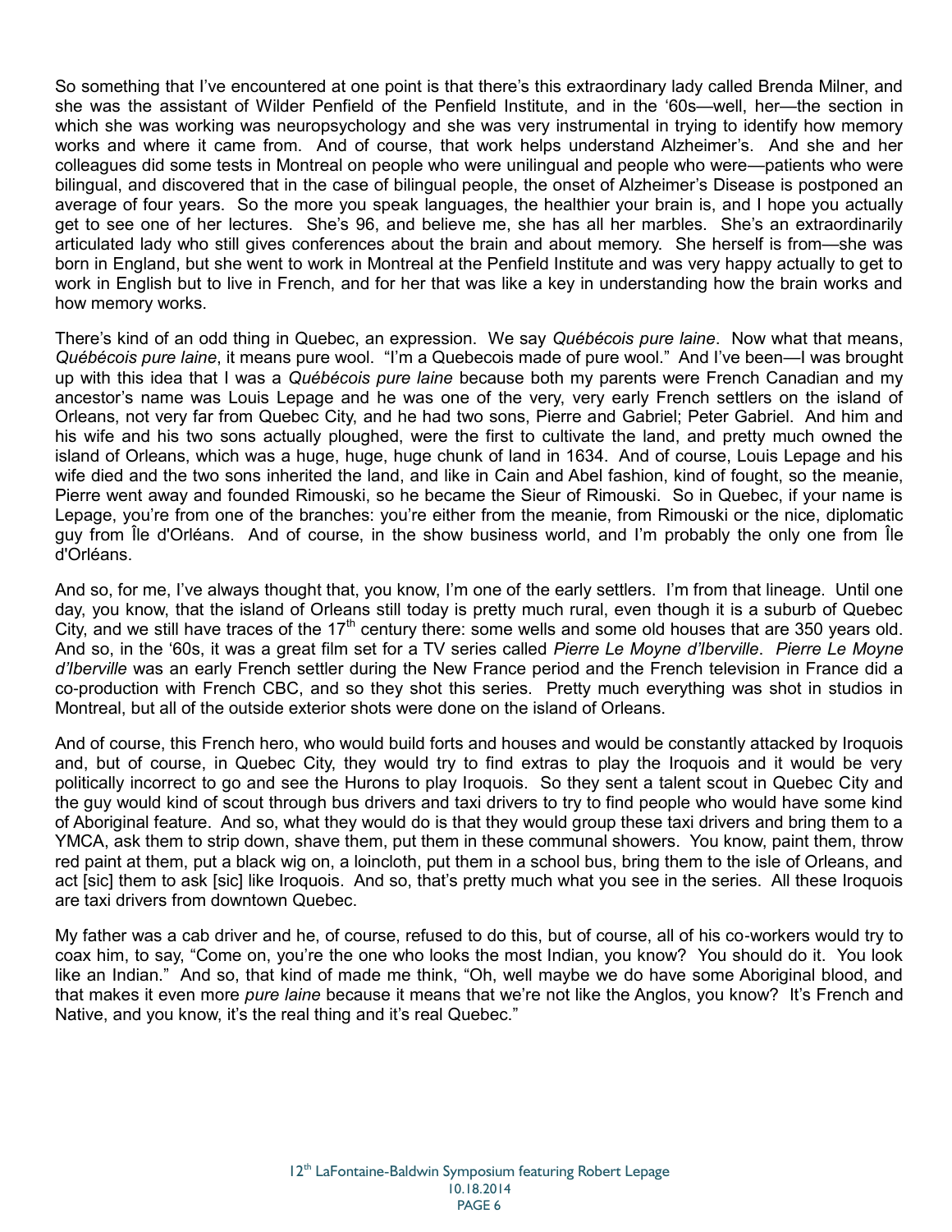So something that I've encountered at one point is that there's this extraordinary lady called Brenda Milner, and she was the assistant of Wilder Penfield of the Penfield Institute, and in the '60s—well, her—the section in which she was working was neuropsychology and she was very instrumental in trying to identify how memory works and where it came from. And of course, that work helps understand Alzheimer's. And she and her colleagues did some tests in Montreal on people who were unilingual and people who were—patients who were bilingual, and discovered that in the case of bilingual people, the onset of Alzheimer's Disease is postponed an average of four years. So the more you speak languages, the healthier your brain is, and I hope you actually get to see one of her lectures. She's 96, and believe me, she has all her marbles. She's an extraordinarily articulated lady who still gives conferences about the brain and about memory. She herself is from—she was born in England, but she went to work in Montreal at the Penfield Institute and was very happy actually to get to work in English but to live in French, and for her that was like a key in understanding how the brain works and how memory works.

There's kind of an odd thing in Quebec, an expression. We say *Québécois pure laine*. Now what that means, *Québécois pure laine*, it means pure wool. "I'm a Quebecois made of pure wool." And I've been—I was brought up with this idea that I was a *Québécois pure laine* because both my parents were French Canadian and my ancestor's name was Louis Lepage and he was one of the very, very early French settlers on the island of Orleans, not very far from Quebec City, and he had two sons, Pierre and Gabriel; Peter Gabriel. And him and his wife and his two sons actually ploughed, were the first to cultivate the land, and pretty much owned the island of Orleans, which was a huge, huge, huge chunk of land in 1634. And of course, Louis Lepage and his wife died and the two sons inherited the land, and like in Cain and Abel fashion, kind of fought, so the meanie, Pierre went away and founded Rimouski, so he became the Sieur of Rimouski. So in Quebec, if your name is Lepage, you're from one of the branches: you're either from the meanie, from Rimouski or the nice, diplomatic guy from Île d'Orléans. And of course, in the show business world, and I'm probably the only one from Île d'Orléans.

And so, for me, I've always thought that, you know, I'm one of the early settlers. I'm from that lineage. Until one day, you know, that the island of Orleans still today is pretty much rural, even though it is a suburb of Quebec City, and we still have traces of the 17th century there: some wells and some old houses that are 350 years old. And so, in the '60s, it was a great film set for a TV series called *Pierre Le Moyne d'Iberville*. *Pierre Le Moyne d'Iberville* was an early French settler during the New France period and the French television in France did a co-production with French CBC, and so they shot this series. Pretty much everything was shot in studios in Montreal, but all of the outside exterior shots were done on the island of Orleans.

And of course, this French hero, who would build forts and houses and would be constantly attacked by Iroquois and, but of course, in Quebec City, they would try to find extras to play the Iroquois and it would be very politically incorrect to go and see the Hurons to play Iroquois. So they sent a talent scout in Quebec City and the guy would kind of scout through bus drivers and taxi drivers to try to find people who would have some kind of Aboriginal feature. And so, what they would do is that they would group these taxi drivers and bring them to a YMCA, ask them to strip down, shave them, put them in these communal showers. You know, paint them, throw red paint at them, put a black wig on, a loincloth, put them in a school bus, bring them to the isle of Orleans, and act [sic] them to ask [sic] like Iroquois. And so, that's pretty much what you see in the series. All these Iroquois are taxi drivers from downtown Quebec.

My father was a cab driver and he, of course, refused to do this, but of course, all of his co-workers would try to coax him, to say, "Come on, you're the one who looks the most Indian, you know? You should do it. You look like an Indian." And so, that kind of made me think, "Oh, well maybe we do have some Aboriginal blood, and that makes it even more *pure laine* because it means that we're not like the Anglos, you know? It's French and Native, and you know, it's the real thing and it's real Quebec."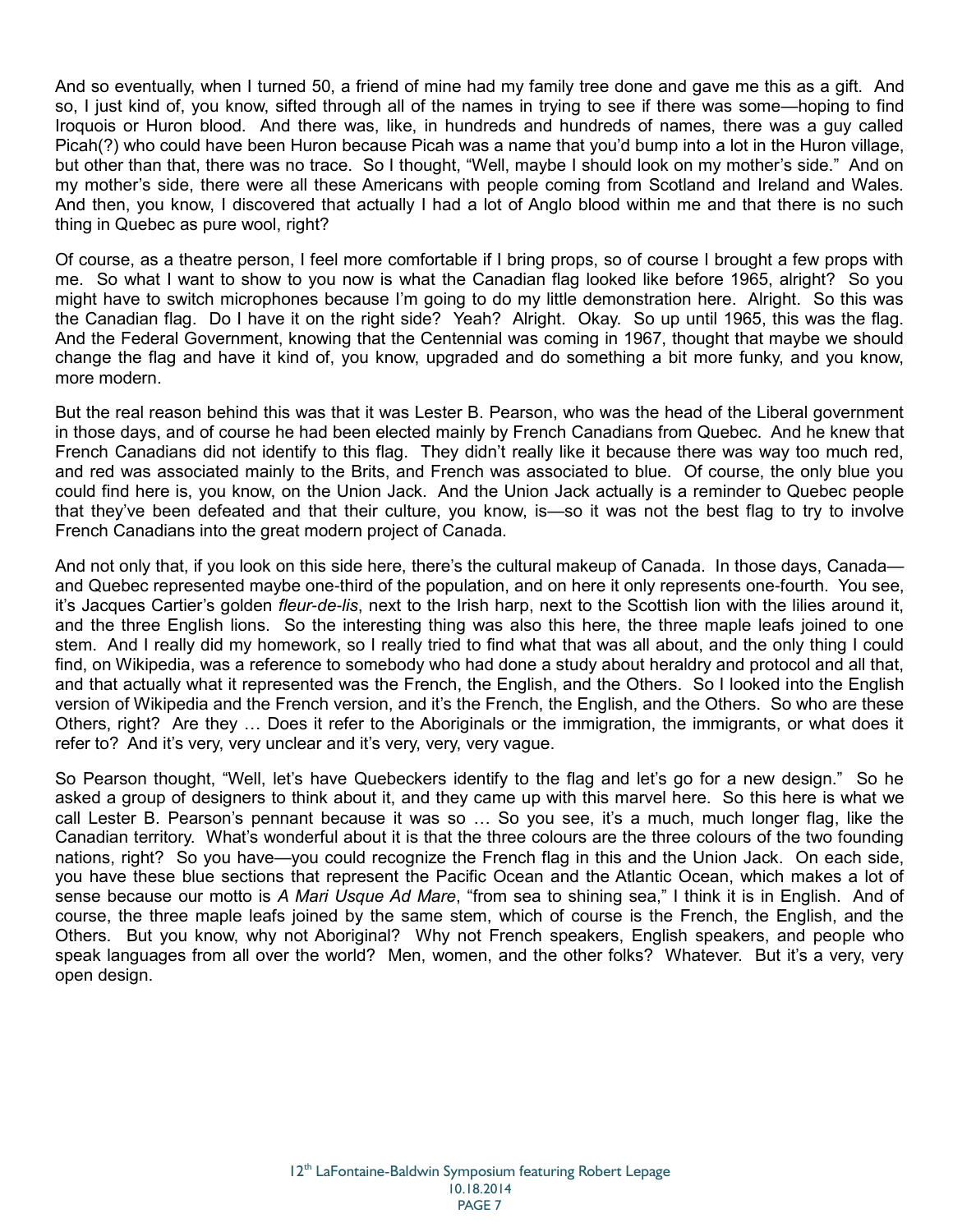And so eventually, when I turned 50, a friend of mine had my family tree done and gave me this as a gift. And so, I just kind of, you know, sifted through all of the names in trying to see if there was some—hoping to find Iroquois or Huron blood. And there was, like, in hundreds and hundreds of names, there was a guy called Picah(?) who could have been Huron because Picah was a name that you'd bump into a lot in the Huron village, but other than that, there was no trace. So I thought, "Well, maybe I should look on my mother's side." And on my mother's side, there were all these Americans with people coming from Scotland and Ireland and Wales. And then, you know, I discovered that actually I had a lot of Anglo blood within me and that there is no such thing in Quebec as pure wool, right?

Of course, as a theatre person, I feel more comfortable if I bring props, so of course I brought a few props with me. So what I want to show to you now is what the Canadian flag looked like before 1965, alright? So you might have to switch microphones because I'm going to do my little demonstration here. Alright. So this was the Canadian flag. Do I have it on the right side? Yeah? Alright. Okay. So up until 1965, this was the flag. And the Federal Government, knowing that the Centennial was coming in 1967, thought that maybe we should change the flag and have it kind of, you know, upgraded and do something a bit more funky, and you know, more modern.

But the real reason behind this was that it was Lester B. Pearson, who was the head of the Liberal government in those days, and of course he had been elected mainly by French Canadians from Quebec. And he knew that French Canadians did not identify to this flag. They didn't really like it because there was way too much red, and red was associated mainly to the Brits, and French was associated to blue. Of course, the only blue you could find here is, you know, on the Union Jack. And the Union Jack actually is a reminder to Quebec people that they've been defeated and that their culture, you know, is—so it was not the best flag to try to involve French Canadians into the great modern project of Canada.

And not only that, if you look on this side here, there's the cultural makeup of Canada. In those days, Canada—and Quebec represented maybe one-third of the population, and on here it only represents one-fourth. You see, it's Jacques Cartier's golden *fleur-de-lis*, next to the Irish harp, next to the Scottish lion with the lilies around it, and the three English lions. So the interesting thing was also this here, the three maple leafs joined to one stem. And I really did my homework, so I really tried to find what that was all about, and the only thing I could find, on Wikipedia, was a reference to somebody who had done a study about heraldry and protocol and all that, and that actually what it represented was the French, the English, and the Others. So I looked into the English version of Wikipedia and the French version, and it's the French, the English, and the Others. So who are these Others, right? Are they … Does it refer to the Aboriginals or the immigration, the immigrants, or what does it refer to? And it's very, very unclear and it's very, very, very vague.

So Pearson thought, "Well, let's have Quebeckers identify to the flag and let's go for a new design." So he asked a group of designers to think about it, and they came up with this marvel here. So this here is what we call Lester B. Pearson's pennant because it was so … So you see, it's a much, much longer flag, like the Canadian territory. What's wonderful about it is that the three colours are the three colours of the two founding nations, right? So you have—you could recognize the French flag in this and the Union Jack. On each side, you have these blue sections that represent the Pacific Ocean and the Atlantic Ocean, which makes a lot of sense because our motto is *A Mari Usque Ad Mare*, "from sea to shining sea," I think it is in English. And of course, the three maple leafs joined by the same stem, which of course is the French, the English, and the Others. But you know, why not Aboriginal? Why not French speakers, English speakers, and people who speak languages from all over the world? Men, women, and the other folks? Whatever. But it's a very, very open design.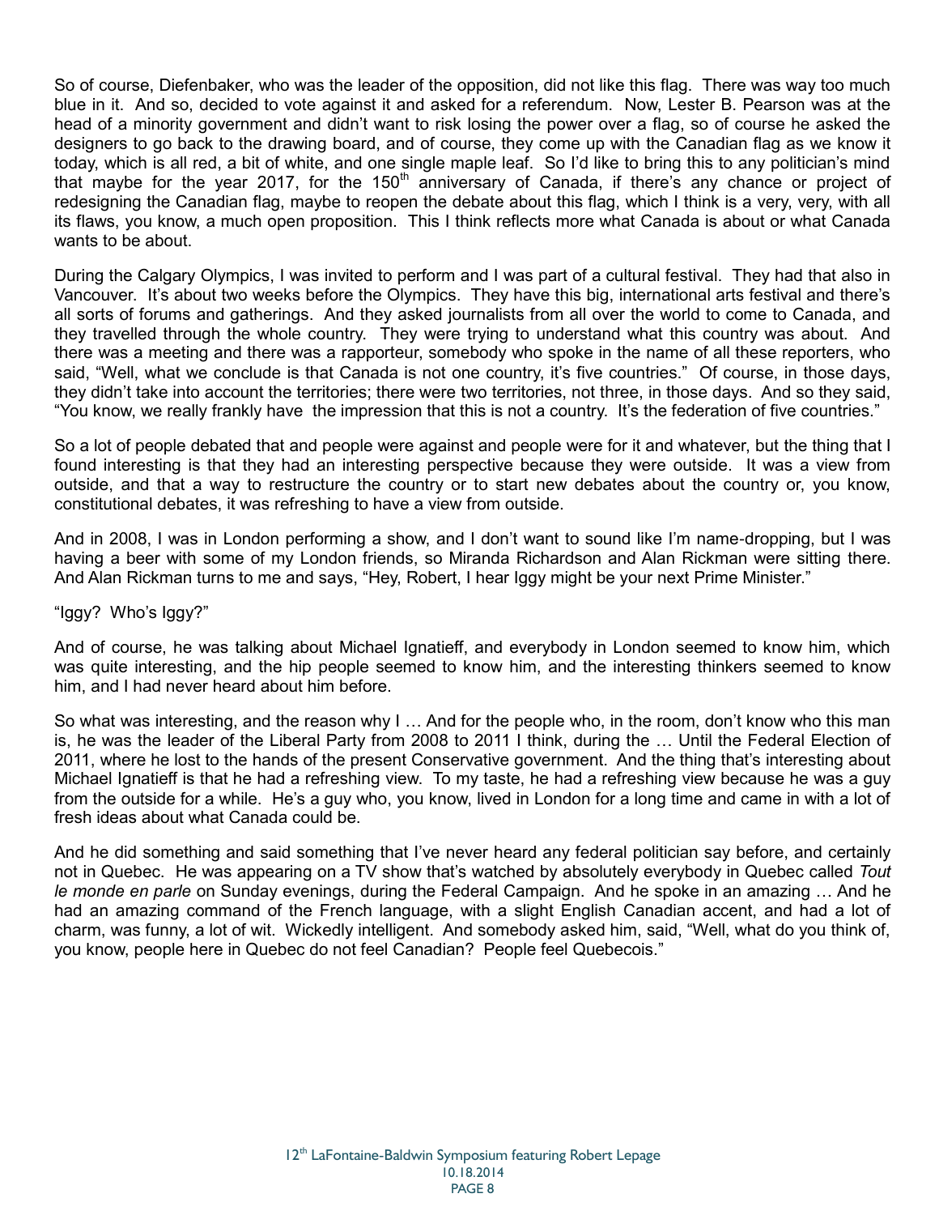So of course, Diefenbaker, who was the leader of the opposition, did not like this flag. There was way too much blue in it. And so, decided to vote against it and asked for a referendum. Now, Lester B. Pearson was at the head of a minority government and didn't want to risk losing the power over a flag, so of course he asked the designers to go back to the drawing board, and of course, they come up with the Canadian flag as we know it today, which is all red, a bit of white, and one single maple leaf. So I'd like to bring this to any politician's mind that maybe for the year 2017, for the 150th anniversary of Canada, if there's any chance or project of redesigning the Canadian flag, maybe to reopen the debate about this flag, which I think is a very, very, with all its flaws, you know, a much open proposition. This I think reflects more what Canada is about or what Canada wants to be about.

During the Calgary Olympics, I was invited to perform and I was part of a cultural festival. They had that also in Vancouver. It's about two weeks before the Olympics. They have this big, international arts festival and there's all sorts of forums and gatherings. And they asked journalists from all over the world to come to Canada, and they travelled through the whole country. They were trying to understand what this country was about. And there was a meeting and there was a rapporteur, somebody who spoke in the name of all these reporters, who said, "Well, what we conclude is that Canada is not one country, it's five countries." Of course, in those days, they didn't take into account the territories; there were two territories, not three, in those days. And so they said, "You know, we really frankly have the impression that this is not a country. It's the federation of five countries."

So a lot of people debated that and people were against and people were for it and whatever, but the thing that I found interesting is that they had an interesting perspective because they were outside. It was a view from outside, and that a way to restructure the country or to start new debates about the country or, you know, constitutional debates, it was refreshing to have a view from outside.

And in 2008, I was in London performing a show, and I don't want to sound like I'm name-dropping, but I was having a beer with some of my London friends, so Miranda Richardson and Alan Rickman were sitting there. And Alan Rickman turns to me and says, "Hey, Robert, I hear Iggy might be your next Prime Minister."

"Iggy? Who's Iggy?"

And of course, he was talking about Michael Ignatieff, and everybody in London seemed to know him, which was quite interesting, and the hip people seemed to know him, and the interesting thinkers seemed to know him, and I had never heard about him before.

So what was interesting, and the reason why I … And for the people who, in the room, don't know who this man is, he was the leader of the Liberal Party from 2008 to 2011 I think, during the … Until the Federal Election of 2011, where he lost to the hands of the present Conservative government. And the thing that's interesting about Michael Ignatieff is that he had a refreshing view. To my taste, he had a refreshing view because he was a guy from the outside for a while. He's a guy who, you know, lived in London for a long time and came in with a lot of fresh ideas about what Canada could be.

And he did something and said something that I've never heard any federal politician say before, and certainly not in Quebec. He was appearing on a TV show that's watched by absolutely everybody in Quebec called *Tout le monde en parle* on Sunday evenings, during the Federal Campaign. And he spoke in an amazing … And he had an amazing command of the French language, with a slight English Canadian accent, and had a lot of charm, was funny, a lot of wit. Wickedly intelligent. And somebody asked him, said, "Well, what do you think of, you know, people here in Quebec do not feel Canadian? People feel Quebecois."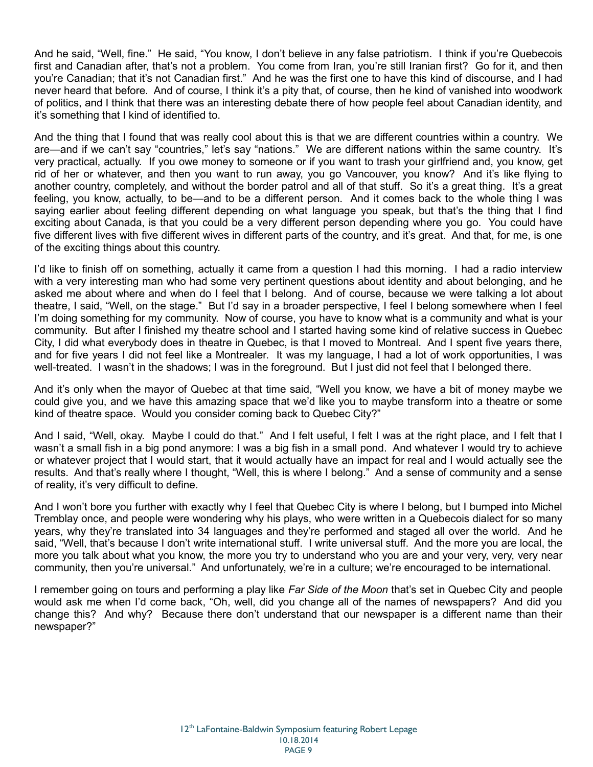And he said, "Well, fine." He said, "You know, I don't believe in any false patriotism. I think if you're Quebecois first and Canadian after, that's not a problem. You come from Iran, you're still Iranian first? Go for it, and then you're Canadian; that it's not Canadian first." And he was the first one to have this kind of discourse, and I had never heard that before. And of course, I think it's a pity that, of course, then he kind of vanished into woodwork of politics, and I think that there was an interesting debate there of how people feel about Canadian identity, and it's something that I kind of identified to.

And the thing that I found that was really cool about this is that we are different countries within a country. We are—and if we can't say "countries," let's say "nations." We are different nations within the same country. It's very practical, actually. If you owe money to someone or if you want to trash your girlfriend and, you know, get rid of her or whatever, and then you want to run away, you go Vancouver, you know? And it's like flying to another country, completely, and without the border patrol and all of that stuff. So it's a great thing. It's a great feeling, you know, actually, to be—and to be a different person. And it comes back to the whole thing I was saying earlier about feeling different depending on what language you speak, but that's the thing that I find exciting about Canada, is that you could be a very different person depending where you go. You could have five different lives with five different wives in different parts of the country, and it's great. And that, for me, is one of the exciting things about this country.

I'd like to finish off on something, actually it came from a question I had this morning. I had a radio interview with a very interesting man who had some very pertinent questions about identity and about belonging, and he asked me about where and when do I feel that I belong. And of course, because we were talking a lot about theatre, I said, "Well, on the stage." But I'd say in a broader perspective, I feel I belong somewhere when I feel I'm doing something for my community. Now of course, you have to know what is a community and what is your community. But after I finished my theatre school and I started having some kind of relative success in Quebec City, I did what everybody does in theatre in Quebec, is that I moved to Montreal. And I spent five years there, and for five years I did not feel like a Montrealer. It was my language, I had a lot of work opportunities, I was well-treated. I wasn't in the shadows; I was in the foreground. But I just did not feel that I belonged there.

And it's only when the mayor of Quebec at that time said, "Well you know, we have a bit of money maybe we could give you, and we have this amazing space that we'd like you to maybe transform into a theatre or some kind of theatre space. Would you consider coming back to Quebec City?"

And I said, "Well, okay. Maybe I could do that." And I felt useful, I felt I was at the right place, and I felt that I wasn't a small fish in a big pond anymore: I was a big fish in a small pond. And whatever I would try to achieve or whatever project that I would start, that it would actually have an impact for real and I would actually see the results. And that's really where I thought, "Well, this is where I belong." And a sense of community and a sense of reality, it's very difficult to define.

And I won't bore you further with exactly why I feel that Quebec City is where I belong, but I bumped into Michel Tremblay once, and people were wondering why his plays, who were written in a Quebecois dialect for so many years, why they're translated into 34 languages and they're performed and staged all over the world. And he said, "Well, that's because I don't write international stuff. I write universal stuff. And the more you are local, the more you talk about what you know, the more you try to understand who you are and your very, very, very near community, then you're universal." And unfortunately, we're in a culture; we're encouraged to be international.

I remember going on tours and performing a play like *Far Side of the Moon* that's set in Quebec City and people would ask me when I'd come back, "Oh, well, did you change all of the names of newspapers? And did you change this? And why? Because there don't understand that our newspaper is a different name than their newspaper?"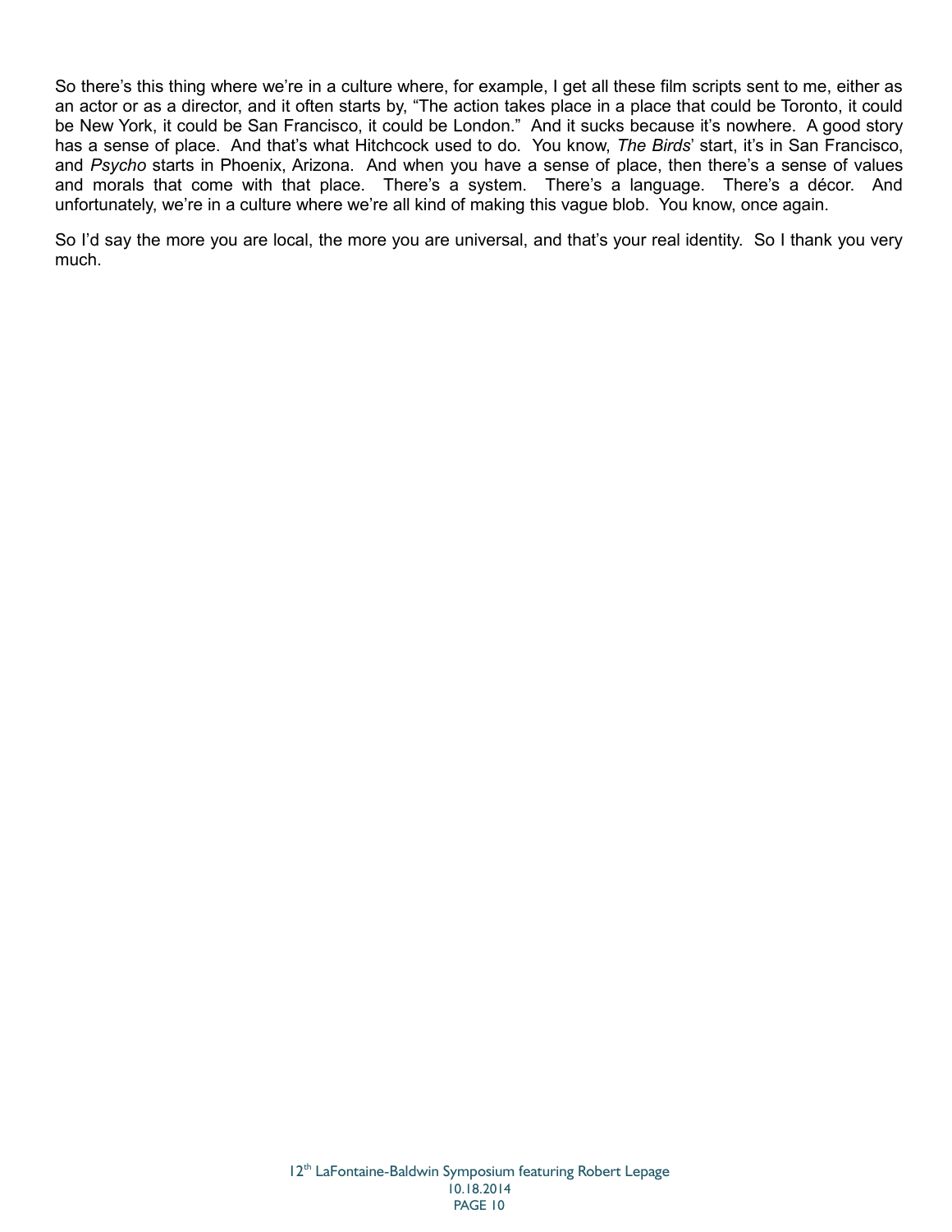So there's this thing where we're in a culture where, for example, I get all these film scripts sent to me, either as an actor or as a director, and it often starts by, "The action takes place in a place that could be Toronto, it could be New York, it could be San Francisco, it could be London." And it sucks because it's nowhere. A good story has a sense of place. And that's what Hitchcock used to do. You know, *The Birds*' start, it's in San Francisco, and *Psycho* starts in Phoenix, Arizona. And when you have a sense of place, then there's a sense of values and morals that come with that place. There's a system. There's a language. There's a décor. And unfortunately, we're in a culture where we're all kind of making this vague blob. You know, once again.

So I'd say the more you are local, the more you are universal, and that's your real identity. So I thank you very much.